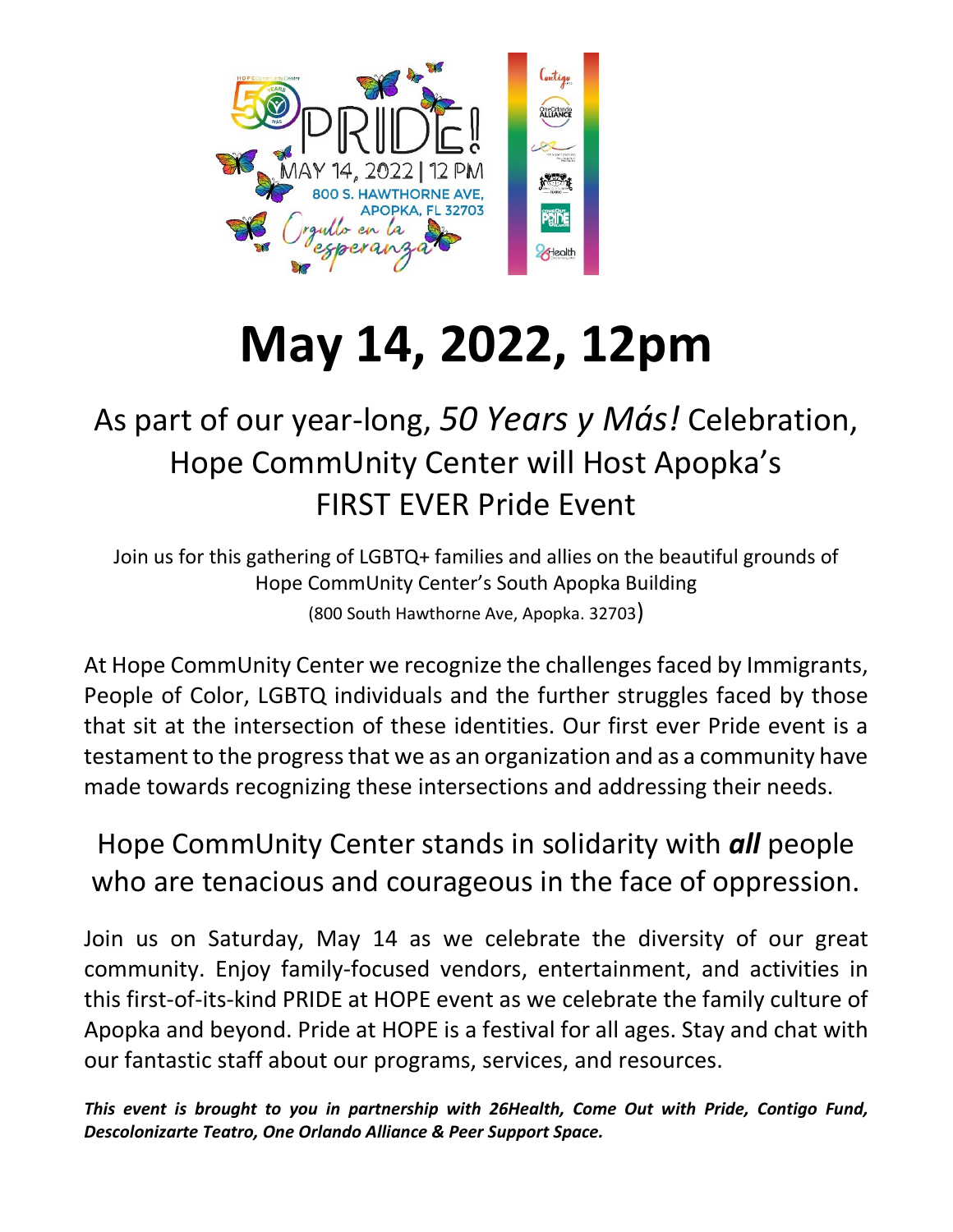# May 14, 2022, 12pm

## As part of our year-long, *50 Years y Más!* Celebration, Hope CommUnity Center will Host Apopka's FIRST EVER Pride Event

Join us for this gathering of LGBTQ+ families and allies on the beautiful grounds of Hope CommUnity Center's South Apopka Building
(800 South Hawthorne Ave, Apopka. 32703)

At Hope CommUnity Center we recognize the challenges faced by Immigrants, People of Color, LGBTQ individuals and the further struggles faced by those that sit at the intersection of these identities. Our first ever Pride event is a testament to the progress that we as an organization and as a community have made towards recognizing these intersections and addressing their needs.

### Hope CommUnity Center stands in solidarity with ***all*** people who are tenacious and courageous in the face of oppression.

Join us on Saturday, May 14 as we celebrate the diversity of our great community. Enjoy family-focused vendors, entertainment, and activities in this first-of-its-kind PRIDE at HOPE event as we celebrate the family culture of Apopka and beyond. Pride at HOPE is a festival for all ages. Stay and chat with our fantastic staff about our programs, services, and resources.

***This event is brought to you in partnership with 26Health, Come Out with Pride, Contigo Fund, Descolonizarte Teatro, One Orlando Alliance & Peer Support Space.***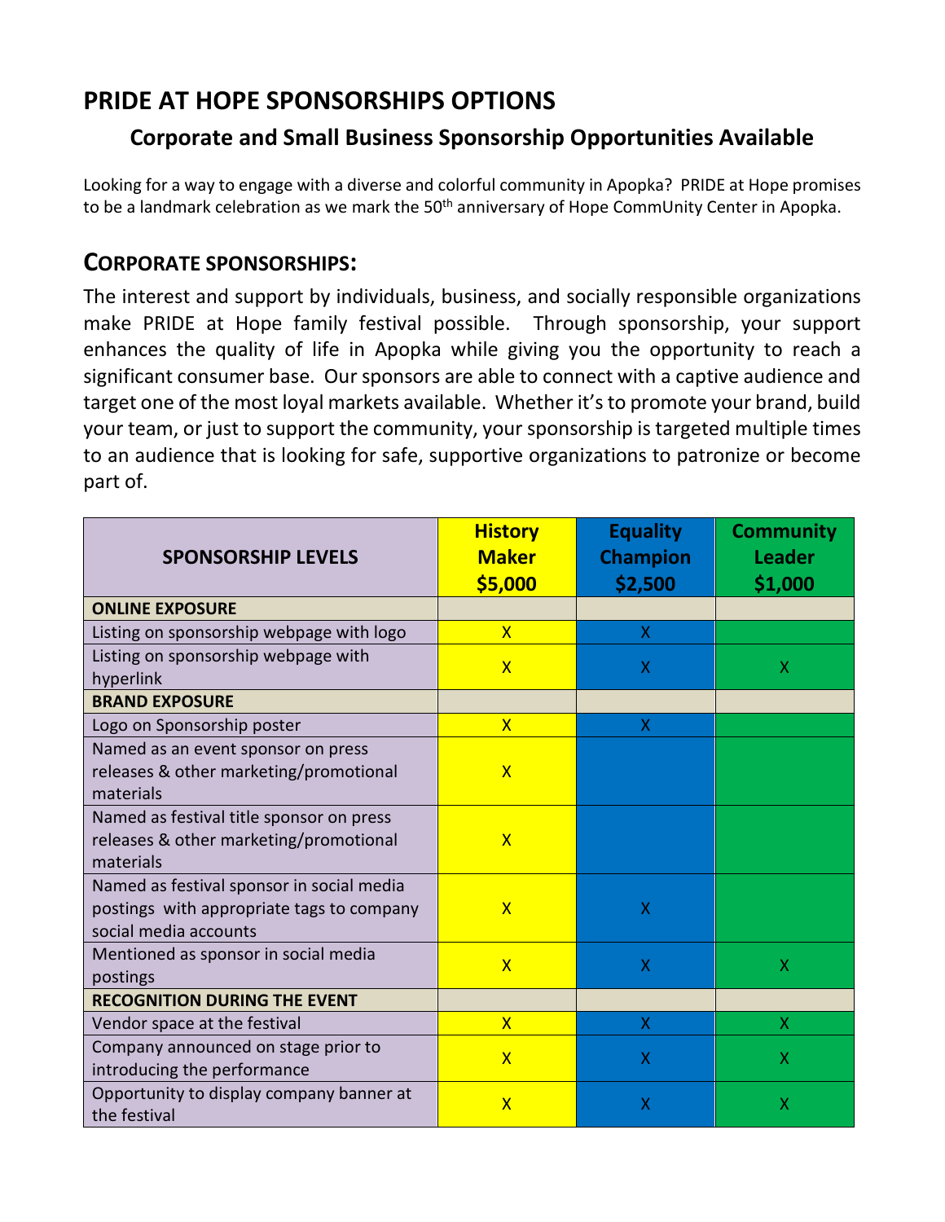# PRIDE AT HOPE SPONSORSHIPS OPTIONS

## Corporate and Small Business Sponsorship Opportunities Available

Looking for a way to engage with a diverse and colorful community in Apopka? PRIDE at Hope promises to be a landmark celebration as we mark the 50th anniversary of Hope CommUnity Center in Apopka.

## CORPORATE SPONSORSHIPS:

The interest and support by individuals, business, and socially responsible organizations make PRIDE at Hope family festival possible. Through sponsorship, your support enhances the quality of life in Apopka while giving you the opportunity to reach a significant consumer base. Our sponsors are able to connect with a captive audience and target one of the most loyal markets available. Whether it's to promote your brand, build your team, or just to support the community, your sponsorship is targeted multiple times to an audience that is looking for safe, supportive organizations to patronize or become part of.

| SPONSORSHIP LEVELS | History Maker $5,000 | Equality Champion $2,500 | Community Leader $1,000 |
|---|---|---|---|
| **ONLINE EXPOSURE** | | | |
| Listing on sponsorship webpage with logo | X | X | |
| Listing on sponsorship webpage with hyperlink | X | X | X |
| **BRAND EXPOSURE** | | | |
| Logo on Sponsorship poster | X | X | |
| Named as an event sponsor on press releases & other marketing/promotional materials | X | | |
| Named as festival title sponsor on press releases & other marketing/promotional materials | X | | |
| Named as festival sponsor in social media postings with appropriate tags to company social media accounts | X | X | |
| Mentioned as sponsor in social media postings | X | X | X |
| **RECOGNITION DURING THE EVENT** | | | |
| Vendor space at the festival | X | X | X |
| Company announced on stage prior to introducing the performance | X | X | X |
| Opportunity to display company banner at the festival | X | X | X |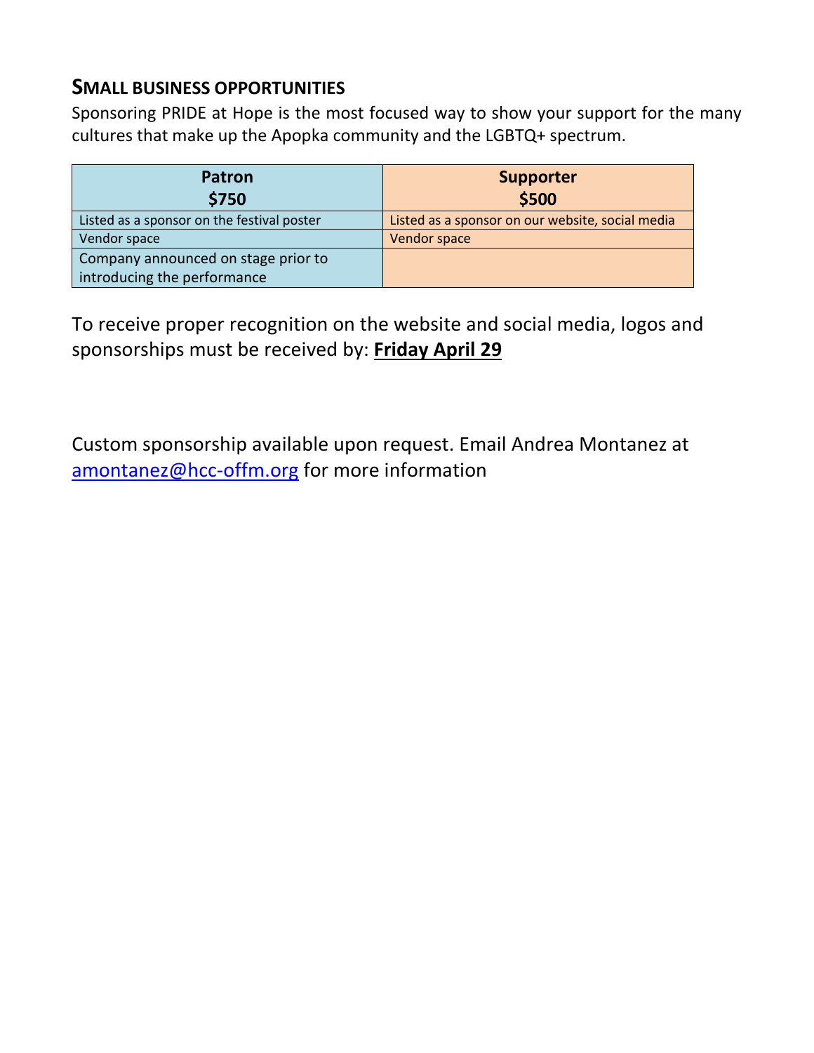## SMALL BUSINESS OPPORTUNITIES

Sponsoring PRIDE at Hope is the most focused way to show your support for the many cultures that make up the Apopka community and the LGBTQ+ spectrum.

| Patron<br>$750 | Supporter<br>$500 |
|---|---|
| Listed as a sponsor on the festival poster | Listed as a sponsor on our website, social media |
| Vendor space | Vendor space |
| Company announced on stage prior to introducing the performance | |

To receive proper recognition on the website and social media, logos and sponsorships must be received by: **Friday April 29**

Custom sponsorship available upon request. Email Andrea Montanez at amontanez@hcc-offm.org for more information